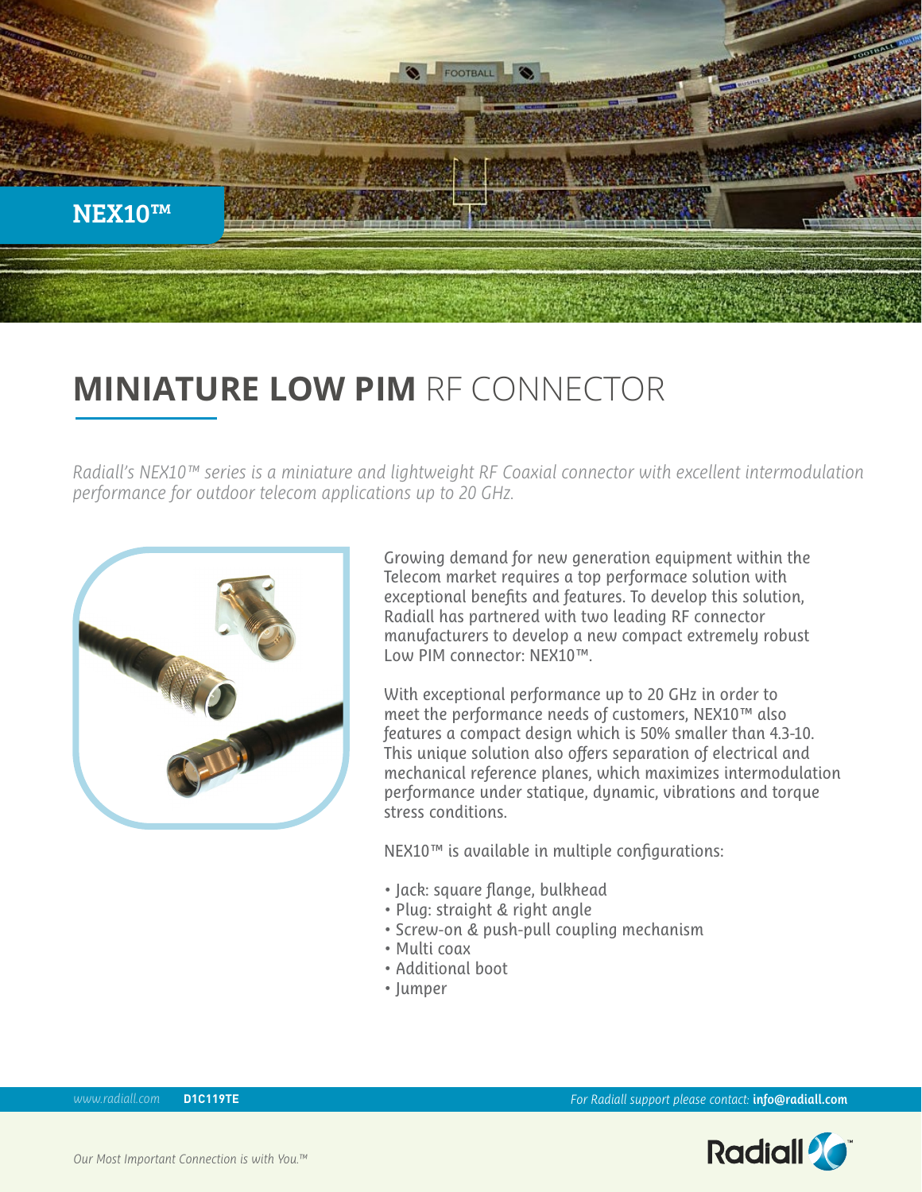# NEX10™

## **MINIATURE LOW PIM** RF CONNECTOR

*Radiall's NEX10™ series is a miniature and lightweight RF Coaxial connector with excellent intermodulation performance for outdoor telecom applications up to 20 GHz.*

Growing demand for new generation equipment within the Telecom market requires a top performace solution with exceptional benefits and features. To develop this solution, Radiall has partnered with two leading RF connector manufacturers to develop a new compact extremely robust Low PIM connector: NEX10™.

With exceptional performance up to 20 GHz in order to meet the performance needs of customers, NEX10™ also features a compact design which is 50% smaller than 4.3-10. This unique solution also offers separation of electrical and mechanical reference planes, which maximizes intermodulation performance under statique, dynamic, vibrations and torque stress conditions.

NEX10™ is available in multiple configurations:

- Jack: square flange, bulkhead
- Plug: straight & right angle
- Screw-on & push-pull coupling mechanism
- Multi coax
- Additional boot
- Jumper

*www.radiall.com* **D1C119TE** *For Radiall support please contact:* **info@radiall.com**

*Our Most Important Connection is with You.™*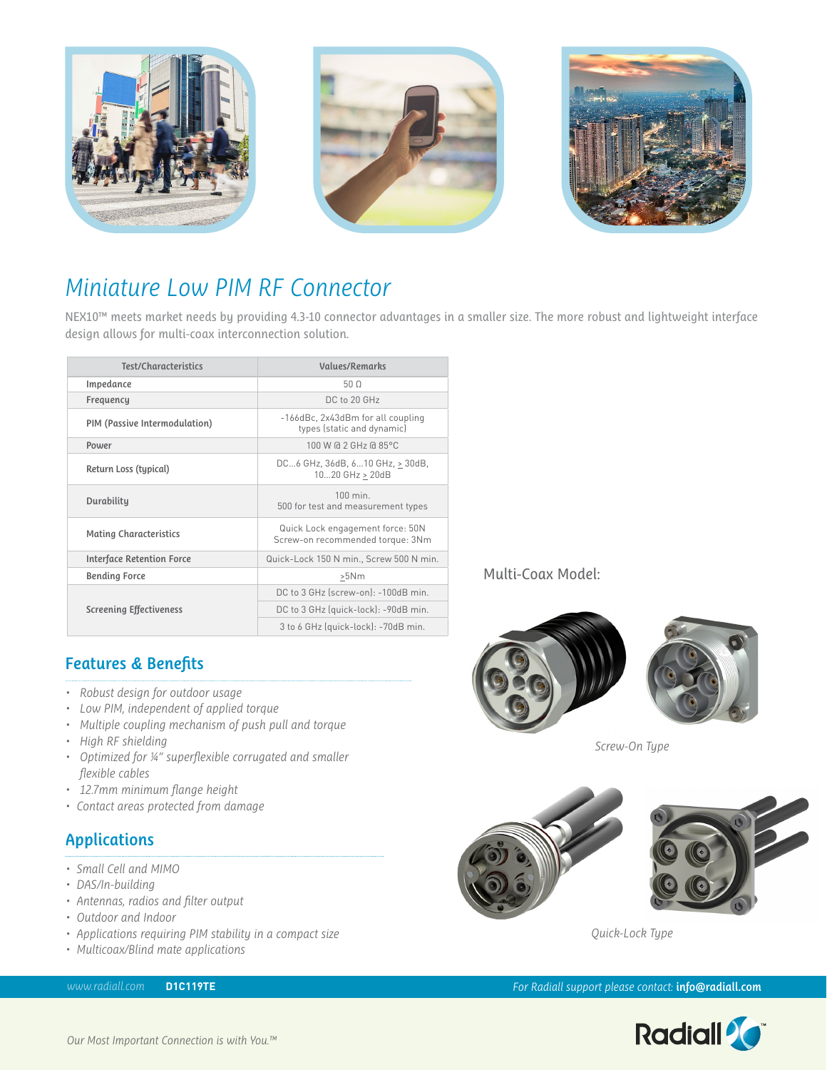# Miniature Low PIM RF Connector

NEX10™ meets market needs by providing 4.3-10 connector advantages in a smaller size. The more robust and lightweight interface design allows for multi-coax interconnection solution.

| Test/Characteristics | Values/Remarks |
|---|---|
| Impedance | 50 Ω |
| Frequency | DC to 20 GHz |
| PIM (Passive Intermodulation) | -166dBc, 2x43dBm for all coupling types (static and dynamic) |
| Power | 100 W @ 2 GHz @ 85°C |
| Return Loss (typical) | DC…6 GHz, 36dB, 6…10 GHz, ≥ 30dB, 10…20 GHz ≥ 20dB |
| Durability | 100 min. 500 for test and measurement types |
| Mating Characteristics | Quick Lock engagement force: 50N Screw-on recommended torque: 3Nm |
| Interface Retention Force | Quick-Lock 150 N min., Screw 500 N min. |
| Bending Force | ≥5Nm |
| Screening Effectiveness | DC to 3 GHz (screw-on): -100dB min. |
| | DC to 3 GHz (quick-lock): -90dB min. |
| | 3 to 6 GHz (quick-lock): -70dB min. |

## Features & Benefits

- *Robust design for outdoor usage*
- *Low PIM, independent of applied torque*
- *Multiple coupling mechanism of push pull and torque*
- *High RF shielding*
- *Optimized for ¼" superflexible corrugated and smaller flexible cables*
- *12.7mm minimum flange height*
- *Contact areas protected from damage*

## Applications

- *Small Cell and MIMO*
- *DAS/In-building*
- *Antennas, radios and filter output*
- *Outdoor and Indoor*
- *Applications requiring PIM stability in a compact size*
- *Multicoax/Blind mate applications*

Multi-Coax Model:

*Screw-On Type*

*Quick-Lock Type*

*www.radiall.com* **D1C119TE**

*For Radiall support please contact:* **info@radiall.com**

*Our Most Important Connection is with You.™*